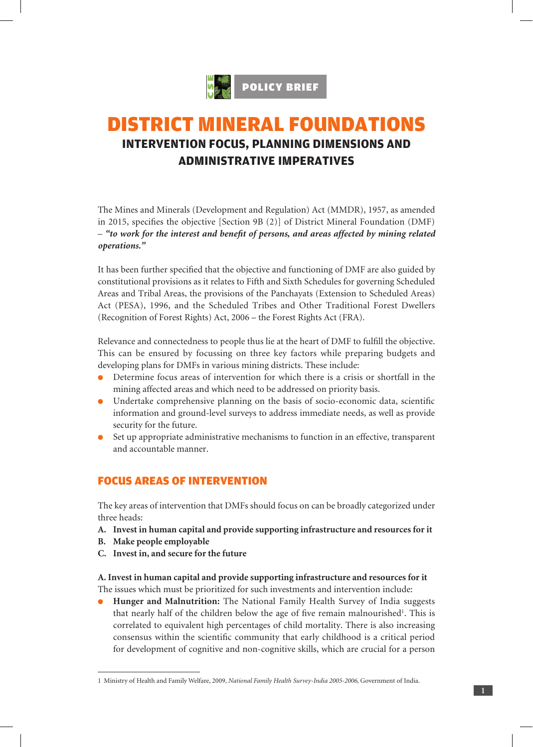POLICY BRIEF

# DISTRICT MINERAL FOUNDATIONS

## INTERVENTION FOCUS, PLANNING DIMENSIONS AND ADMINISTRATIVE IMPERATIVES

The Mines and Minerals (Development and Regulation) Act (MMDR), 1957, as amended in 2015, specifies the objective [Section 9B (2)] of District Mineral Foundation (DMF) – ***"to work for the interest and benefit of persons, and areas affected by mining related operations."***

It has been further specified that the objective and functioning of DMF are also guided by constitutional provisions as it relates to Fifth and Sixth Schedules for governing Scheduled Areas and Tribal Areas, the provisions of the Panchayats (Extension to Scheduled Areas) Act (PESA), 1996, and the Scheduled Tribes and Other Traditional Forest Dwellers (Recognition of Forest Rights) Act, 2006 – the Forest Rights Act (FRA).

Relevance and connectedness to people thus lie at the heart of DMF to fulfill the objective. This can be ensured by focussing on three key factors while preparing budgets and developing plans for DMFs in various mining districts. These include:

- Determine focus areas of intervention for which there is a crisis or shortfall in the mining affected areas and which need to be addressed on priority basis.
- Undertake comprehensive planning on the basis of socio-economic data, scientific information and ground-level surveys to address immediate needs, as well as provide security for the future.
- Set up appropriate administrative mechanisms to function in an effective, transparent and accountable manner.

## FOCUS AREAS OF INTERVENTION

The key areas of intervention that DMFs should focus on can be broadly categorized under three heads:

**A. Invest in human capital and provide supporting infrastructure and resources for it**
**B. Make people employable**
**C. Invest in, and secure for the future**

**A. Invest in human capital and provide supporting infrastructure and resources for it**
The issues which must be prioritized for such investments and intervention include:

- **Hunger and Malnutrition:** The National Family Health Survey of India suggests that nearly half of the children below the age of five remain malnourished[1]. This is correlated to equivalent high percentages of child mortality. There is also increasing consensus within the scientific community that early childhood is a critical period for development of cognitive and non-cognitive skills, which are crucial for a person

1 Ministry of Health and Family Welfare, 2009, *National Family Health Survey-India 2005-2006*, Government of India.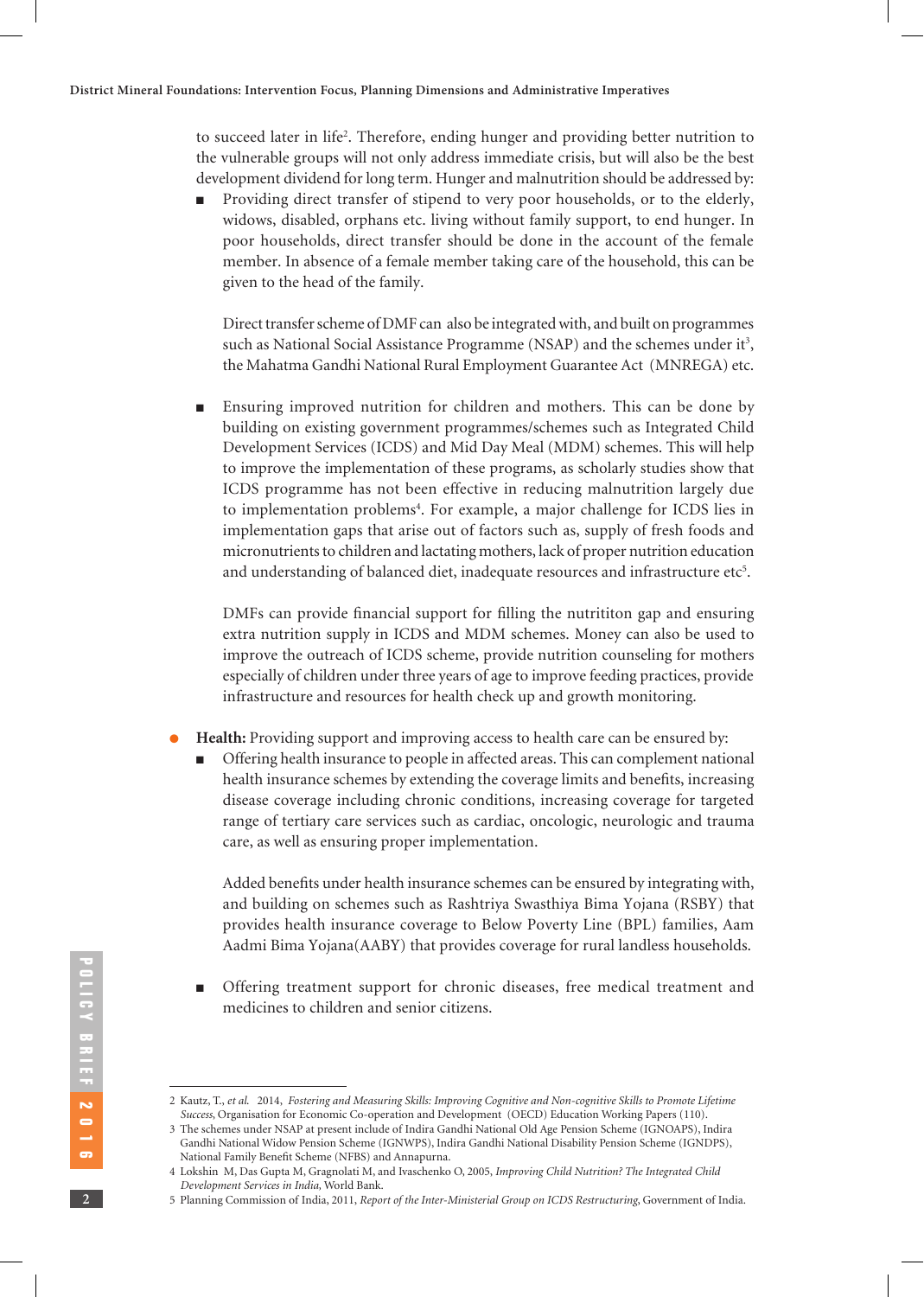to succeed later in life[2]. Therefore, ending hunger and providing better nutrition to the vulnerable groups will not only address immediate crisis, but will also be the best development dividend for long term. Hunger and malnutrition should be addressed by:

- Providing direct transfer of stipend to very poor households, or to the elderly, widows, disabled, orphans etc. living without family support, to end hunger. In poor households, direct transfer should be done in the account of the female member. In absence of a female member taking care of the household, this can be given to the head of the family.

  Direct transfer scheme of DMF can also be integrated with, and built on programmes such as National Social Assistance Programme (NSAP) and the schemes under it[3], the Mahatma Gandhi National Rural Employment Guarantee Act (MNREGA) etc.

- Ensuring improved nutrition for children and mothers. This can be done by building on existing government programmes/schemes such as Integrated Child Development Services (ICDS) and Mid Day Meal (MDM) schemes. This will help to improve the implementation of these programs, as scholarly studies show that ICDS programme has not been effective in reducing malnutrition largely due to implementation problems[4]. For example, a major challenge for ICDS lies in implementation gaps that arise out of factors such as, supply of fresh foods and micronutrients to children and lactating mothers, lack of proper nutrition education and understanding of balanced diet, inadequate resources and infrastructure etc[5].

  DMFs can provide financial support for filling the nutrititon gap and ensuring extra nutrition supply in ICDS and MDM schemes. Money can also be used to improve the outreach of ICDS scheme, provide nutrition counseling for mothers especially of children under three years of age to improve feeding practices, provide infrastructure and resources for health check up and growth monitoring.

- **Health:** Providing support and improving access to health care can be ensured by:
  - Offering health insurance to people in affected areas. This can complement national health insurance schemes by extending the coverage limits and benefits, increasing disease coverage including chronic conditions, increasing coverage for targeted range of tertiary care services such as cardiac, oncologic, neurologic and trauma care, as well as ensuring proper implementation.

    Added benefits under health insurance schemes can be ensured by integrating with, and building on schemes such as Rashtriya Swasthiya Bima Yojana (RSBY) that provides health insurance coverage to Below Poverty Line (BPL) families, Aam Aadmi Bima Yojana(AABY) that provides coverage for rural landless households.

  - Offering treatment support for chronic diseases, free medical treatment and medicines to children and senior citizens.

---

2 Kautz, T., *et al.* 2014, *Fostering and Measuring Skills: Improving Cognitive and Non-cognitive Skills to Promote Lifetime Success*, Organisation for Economic Co-operation and Development (OECD) Education Working Papers (110).

3 The schemes under NSAP at present include of Indira Gandhi National Old Age Pension Scheme (IGNOAPS), Indira Gandhi National Widow Pension Scheme (IGNWPS), Indira Gandhi National Disability Pension Scheme (IGNDPS), National Family Benefit Scheme (NFBS) and Annapurna.

4 Lokshin M, Das Gupta M, Gragnolati M, and Ivaschenko O, 2005, *Improving Child Nutrition? The Integrated Child Development Services in India,* World Bank.

5 Planning Commission of India, 2011, *Report of the Inter-Ministerial Group on ICDS Restructuring,* Government of India.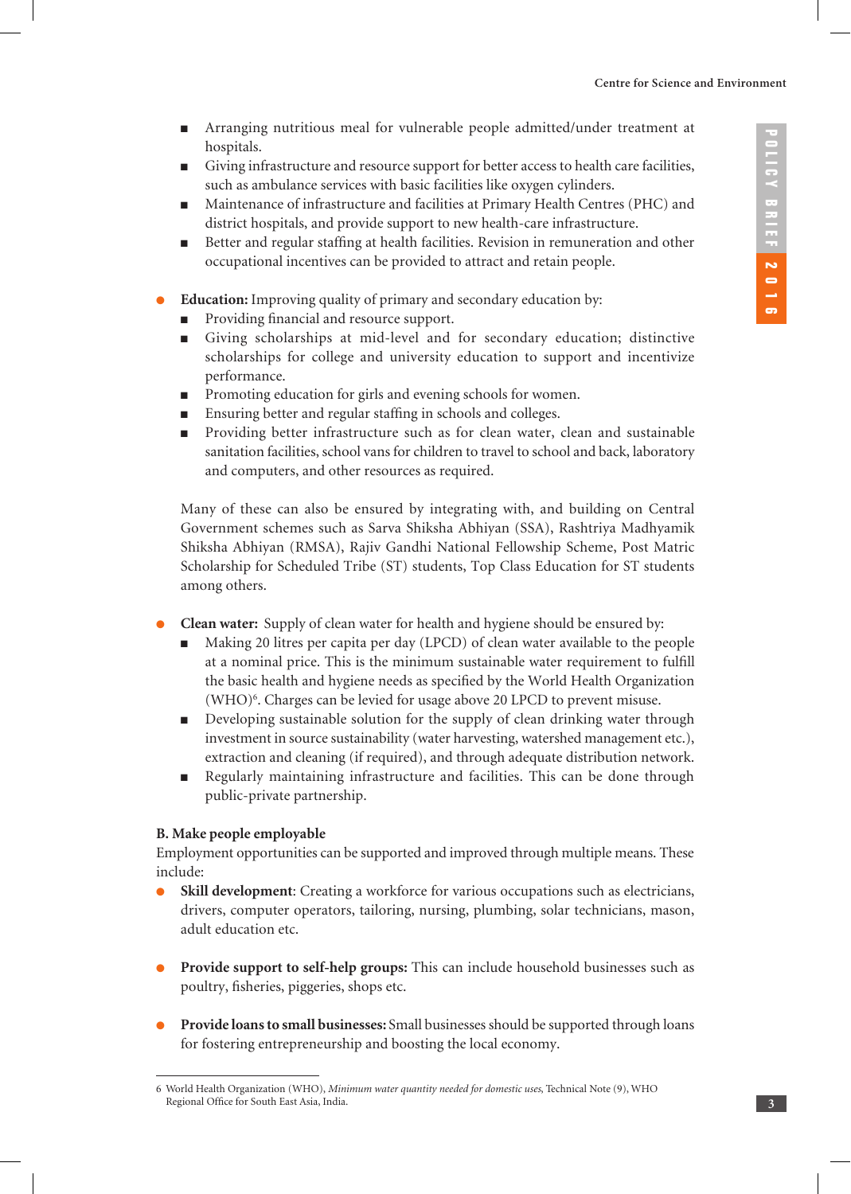- Arranging nutritious meal for vulnerable people admitted/under treatment at hospitals.
  - Giving infrastructure and resource support for better access to health care facilities, such as ambulance services with basic facilities like oxygen cylinders.
  - Maintenance of infrastructure and facilities at Primary Health Centres (PHC) and district hospitals, and provide support to new health-care infrastructure.
  - Better and regular staffing at health facilities. Revision in remuneration and other occupational incentives can be provided to attract and retain people.

- **Education:** Improving quality of primary and secondary education by:
  - Providing financial and resource support.
  - Giving scholarships at mid-level and for secondary education; distinctive scholarships for college and university education to support and incentivize performance.
  - Promoting education for girls and evening schools for women.
  - Ensuring better and regular staffing in schools and colleges.
  - Providing better infrastructure such as for clean water, clean and sustainable sanitation facilities, school vans for children to travel to school and back, laboratory and computers, and other resources as required.

  Many of these can also be ensured by integrating with, and building on Central Government schemes such as Sarva Shiksha Abhiyan (SSA), Rashtriya Madhyamik Shiksha Abhiyan (RMSA), Rajiv Gandhi National Fellowship Scheme, Post Matric Scholarship for Scheduled Tribe (ST) students, Top Class Education for ST students among others.

- **Clean water:** Supply of clean water for health and hygiene should be ensured by:
  - Making 20 litres per capita per day (LPCD) of clean water available to the people at a nominal price. This is the minimum sustainable water requirement to fulfill the basic health and hygiene needs as specified by the World Health Organization (WHO)[6]. Charges can be levied for usage above 20 LPCD to prevent misuse.
  - Developing sustainable solution for the supply of clean drinking water through investment in source sustainability (water harvesting, watershed management etc.), extraction and cleaning (if required), and through adequate distribution network.
  - Regularly maintaining infrastructure and facilities. This can be done through public-private partnership.

**B. Make people employable**

Employment opportunities can be supported and improved through multiple means. These include:

- **Skill development**: Creating a workforce for various occupations such as electricians, drivers, computer operators, tailoring, nursing, plumbing, solar technicians, mason, adult education etc.

- **Provide support to self-help groups:** This can include household businesses such as poultry, fisheries, piggeries, shops etc.

- **Provide loans to small businesses:** Small businesses should be supported through loans for fostering entrepreneurship and boosting the local economy.

---

6 World Health Organization (WHO), *Minimum water quantity needed for domestic uses*, Technical Note (9), WHO Regional Office for South East Asia, India.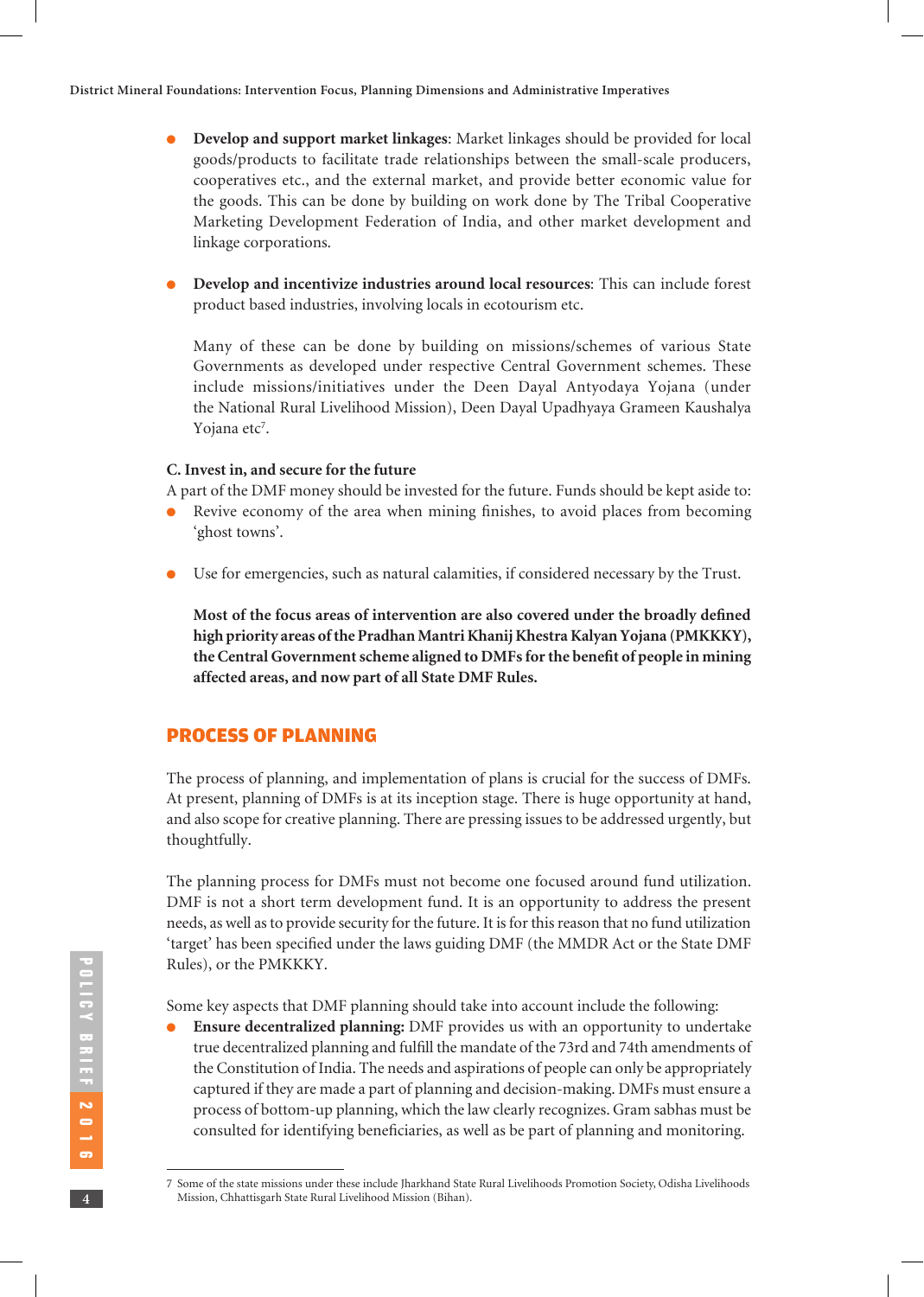- **Develop and support market linkages**: Market linkages should be provided for local goods/products to facilitate trade relationships between the small-scale producers, cooperatives etc., and the external market, and provide better economic value for the goods. This can be done by building on work done by The Tribal Cooperative Marketing Development Federation of India, and other market development and linkage corporations.

- **Develop and incentivize industries around local resources**: This can include forest product based industries, involving locals in ecotourism etc.

  Many of these can be done by building on missions/schemes of various State Governments as developed under respective Central Government schemes. These include missions/initiatives under the Deen Dayal Antyodaya Yojana (under the National Rural Livelihood Mission), Deen Dayal Upadhyaya Grameen Kaushalya Yojana etc[7].

**C. Invest in, and secure for the future**

A part of the DMF money should be invested for the future. Funds should be kept aside to:

- Revive economy of the area when mining finishes, to avoid places from becoming 'ghost towns'.

- Use for emergencies, such as natural calamities, if considered necessary by the Trust.

  **Most of the focus areas of intervention are also covered under the broadly defined high priority areas of the Pradhan Mantri Khanij Khestra Kalyan Yojana (PMKKKY), the Central Government scheme aligned to DMFs for the benefit of people in mining affected areas, and now part of all State DMF Rules.**

## PROCESS OF PLANNING

The process of planning, and implementation of plans is crucial for the success of DMFs. At present, planning of DMFs is at its inception stage. There is huge opportunity at hand, and also scope for creative planning. There are pressing issues to be addressed urgently, but thoughtfully.

The planning process for DMFs must not become one focused around fund utilization. DMF is not a short term development fund. It is an opportunity to address the present needs, as well as to provide security for the future. It is for this reason that no fund utilization 'target' has been specified under the laws guiding DMF (the MMDR Act or the State DMF Rules), or the PMKKKY.

Some key aspects that DMF planning should take into account include the following:

- **Ensure decentralized planning:** DMF provides us with an opportunity to undertake true decentralized planning and fulfill the mandate of the 73rd and 74th amendments of the Constitution of India. The needs and aspirations of people can only be appropriately captured if they are made a part of planning and decision-making. DMFs must ensure a process of bottom-up planning, which the law clearly recognizes. Gram sabhas must be consulted for identifying beneficiaries, as well as be part of planning and monitoring.

---

7 Some of the state missions under these include Jharkhand State Rural Livelihoods Promotion Society, Odisha Livelihoods Mission, Chhattisgarh State Rural Livelihood Mission (Bihan).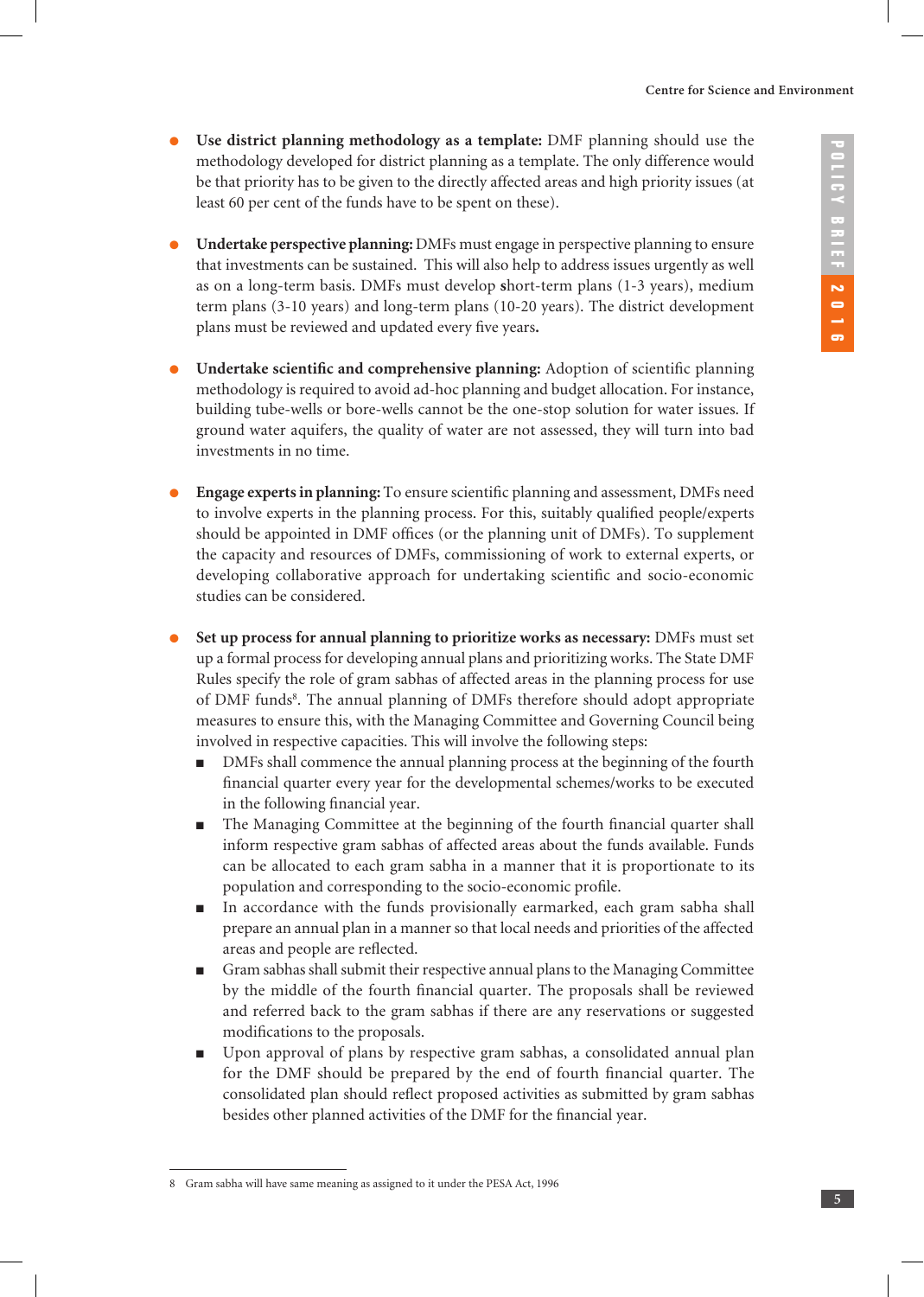- **Use district planning methodology as a template:** DMF planning should use the methodology developed for district planning as a template. The only difference would be that priority has to be given to the directly affected areas and high priority issues (at least 60 per cent of the funds have to be spent on these).

- **Undertake perspective planning:** DMFs must engage in perspective planning to ensure that investments can be sustained. This will also help to address issues urgently as well as on a long-term basis. DMFs must develop **s**hort-term plans (1-3 years), medium term plans (3-10 years) and long-term plans (10-20 years). The district development plans must be reviewed and updated every five years**.**

- **Undertake scientific and comprehensive planning:** Adoption of scientific planning methodology is required to avoid ad-hoc planning and budget allocation. For instance, building tube-wells or bore-wells cannot be the one-stop solution for water issues. If ground water aquifers, the quality of water are not assessed, they will turn into bad investments in no time.

- **Engage experts in planning:** To ensure scientific planning and assessment, DMFs need to involve experts in the planning process. For this, suitably qualified people/experts should be appointed in DMF offices (or the planning unit of DMFs). To supplement the capacity and resources of DMFs, commissioning of work to external experts, or developing collaborative approach for undertaking scientific and socio-economic studies can be considered.

- **Set up process for annual planning to prioritize works as necessary:** DMFs must set up a formal process for developing annual plans and prioritizing works. The State DMF Rules specify the role of gram sabhas of affected areas in the planning process for use of DMF funds[8]. The annual planning of DMFs therefore should adopt appropriate measures to ensure this, with the Managing Committee and Governing Council being involved in respective capacities. This will involve the following steps:
  - DMFs shall commence the annual planning process at the beginning of the fourth financial quarter every year for the developmental schemes/works to be executed in the following financial year.
  - The Managing Committee at the beginning of the fourth financial quarter shall inform respective gram sabhas of affected areas about the funds available. Funds can be allocated to each gram sabha in a manner that it is proportionate to its population and corresponding to the socio-economic profile.
  - In accordance with the funds provisionally earmarked, each gram sabha shall prepare an annual plan in a manner so that local needs and priorities of the affected areas and people are reflected.
  - Gram sabhas shall submit their respective annual plans to the Managing Committee by the middle of the fourth financial quarter. The proposals shall be reviewed and referred back to the gram sabhas if there are any reservations or suggested modifications to the proposals.
  - Upon approval of plans by respective gram sabhas, a consolidated annual plan for the DMF should be prepared by the end of fourth financial quarter. The consolidated plan should reflect proposed activities as submitted by gram sabhas besides other planned activities of the DMF for the financial year.

---

8 Gram sabha will have same meaning as assigned to it under the PESA Act, 1996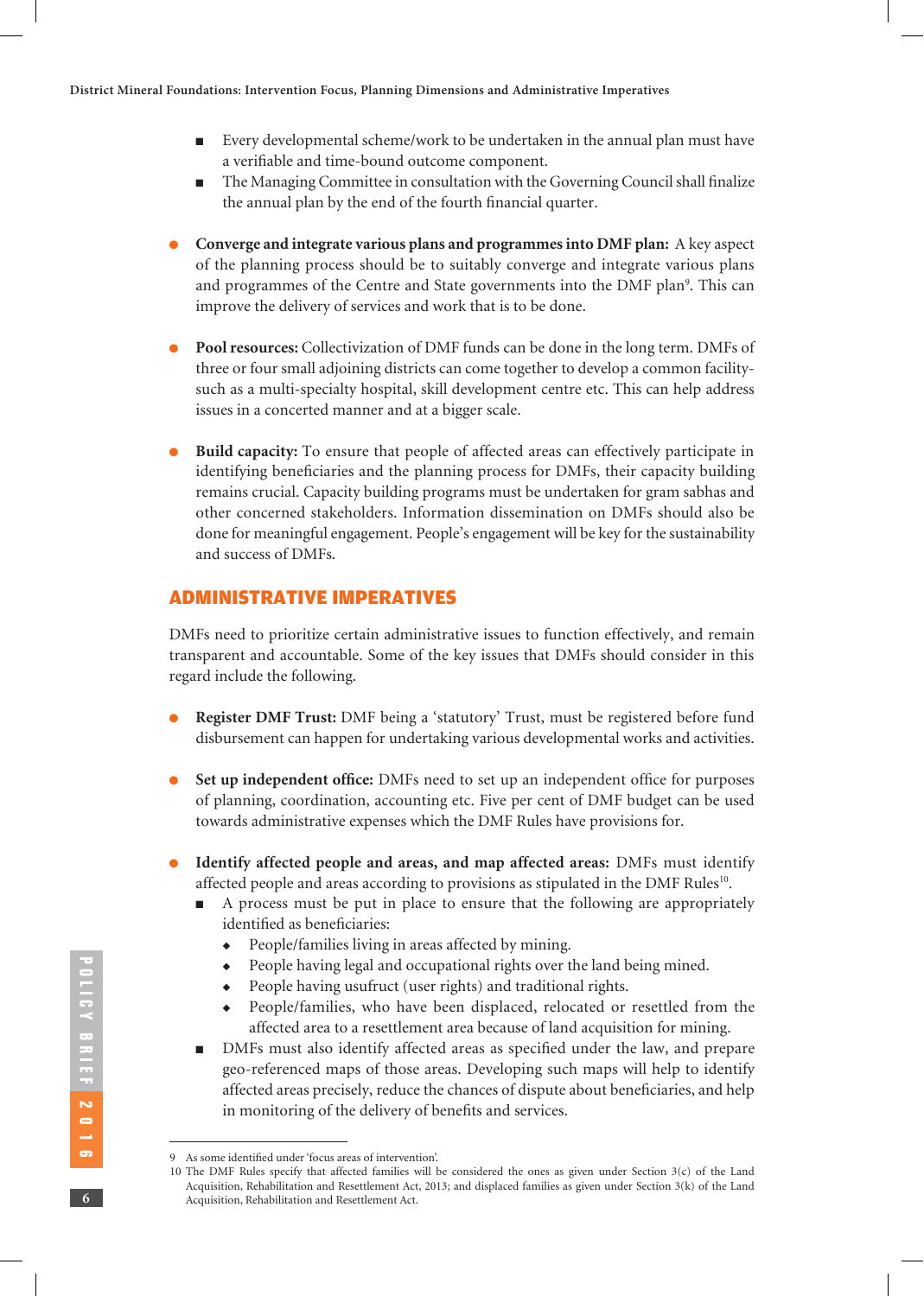- Every developmental scheme/work to be undertaken in the annual plan must have a verifiable and time-bound outcome component.
- The Managing Committee in consultation with the Governing Council shall finalize the annual plan by the end of the fourth financial quarter.

- **Converge and integrate various plans and programmes into DMF plan:** A key aspect of the planning process should be to suitably converge and integrate various plans and programmes of the Centre and State governments into the DMF plan[9]. This can improve the delivery of services and work that is to be done.

- **Pool resources:** Collectivization of DMF funds can be done in the long term. DMFs of three or four small adjoining districts can come together to develop a common facility- such as a multi-specialty hospital, skill development centre etc. This can help address issues in a concerted manner and at a bigger scale.

- **Build capacity:** To ensure that people of affected areas can effectively participate in identifying beneficiaries and the planning process for DMFs, their capacity building remains crucial. Capacity building programs must be undertaken for gram sabhas and other concerned stakeholders. Information dissemination on DMFs should also be done for meaningful engagement. People's engagement will be key for the sustainability and success of DMFs.

## ADMINISTRATIVE IMPERATIVES

DMFs need to prioritize certain administrative issues to function effectively, and remain transparent and accountable. Some of the key issues that DMFs should consider in this regard include the following.

- **Register DMF Trust:** DMF being a 'statutory' Trust, must be registered before fund disbursement can happen for undertaking various developmental works and activities.

- **Set up independent office:** DMFs need to set up an independent office for purposes of planning, coordination, accounting etc. Five per cent of DMF budget can be used towards administrative expenses which the DMF Rules have provisions for.

- **Identify affected people and areas, and map affected areas:** DMFs must identify affected people and areas according to provisions as stipulated in the DMF Rules[10].
  - A process must be put in place to ensure that the following are appropriately identified as beneficiaries:
    - People/families living in areas affected by mining.
    - People having legal and occupational rights over the land being mined.
    - People having usufruct (user rights) and traditional rights.
    - People/families, who have been displaced, relocated or resettled from the affected area to a resettlement area because of land acquisition for mining.
  - DMFs must also identify affected areas as specified under the law, and prepare geo-referenced maps of those areas. Developing such maps will help to identify affected areas precisely, reduce the chances of dispute about beneficiaries, and help in monitoring of the delivery of benefits and services.

---

9 As some identified under 'focus areas of intervention'.

10 The DMF Rules specify that affected families will be considered the ones as given under Section 3(c) of the Land Acquisition, Rehabilitation and Resettlement Act, 2013; and displaced families as given under Section 3(k) of the Land Acquisition, Rehabilitation and Resettlement Act.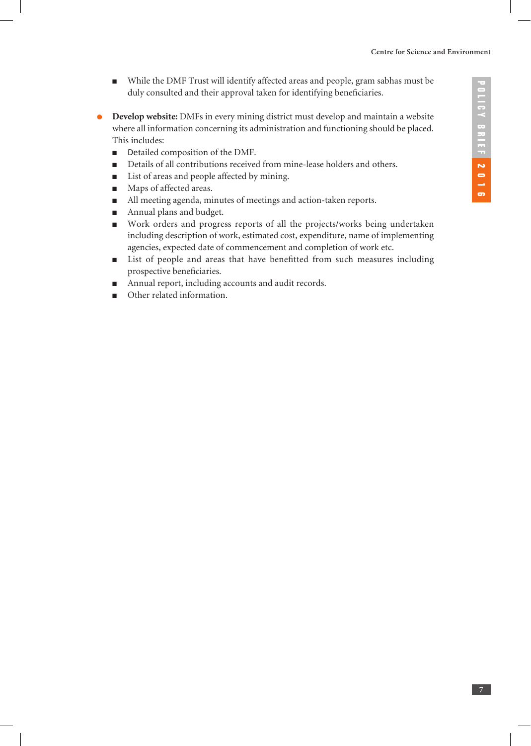- While the DMF Trust will identify affected areas and people, gram sabhas must be duly consulted and their approval taken for identifying beneficiaries.

- **Develop website:** DMFs in every mining district must develop and maintain a website where all information concerning its administration and functioning should be placed. This includes:
  - Detailed composition of the DMF.
  - Details of all contributions received from mine-lease holders and others.
  - List of areas and people affected by mining.
  - Maps of affected areas.
  - All meeting agenda, minutes of meetings and action-taken reports.
  - Annual plans and budget.
  - Work orders and progress reports of all the projects/works being undertaken including description of work, estimated cost, expenditure, name of implementing agencies, expected date of commencement and completion of work etc.
  - List of people and areas that have benefitted from such measures including prospective beneficiaries.
  - Annual report, including accounts and audit records.
  - Other related information.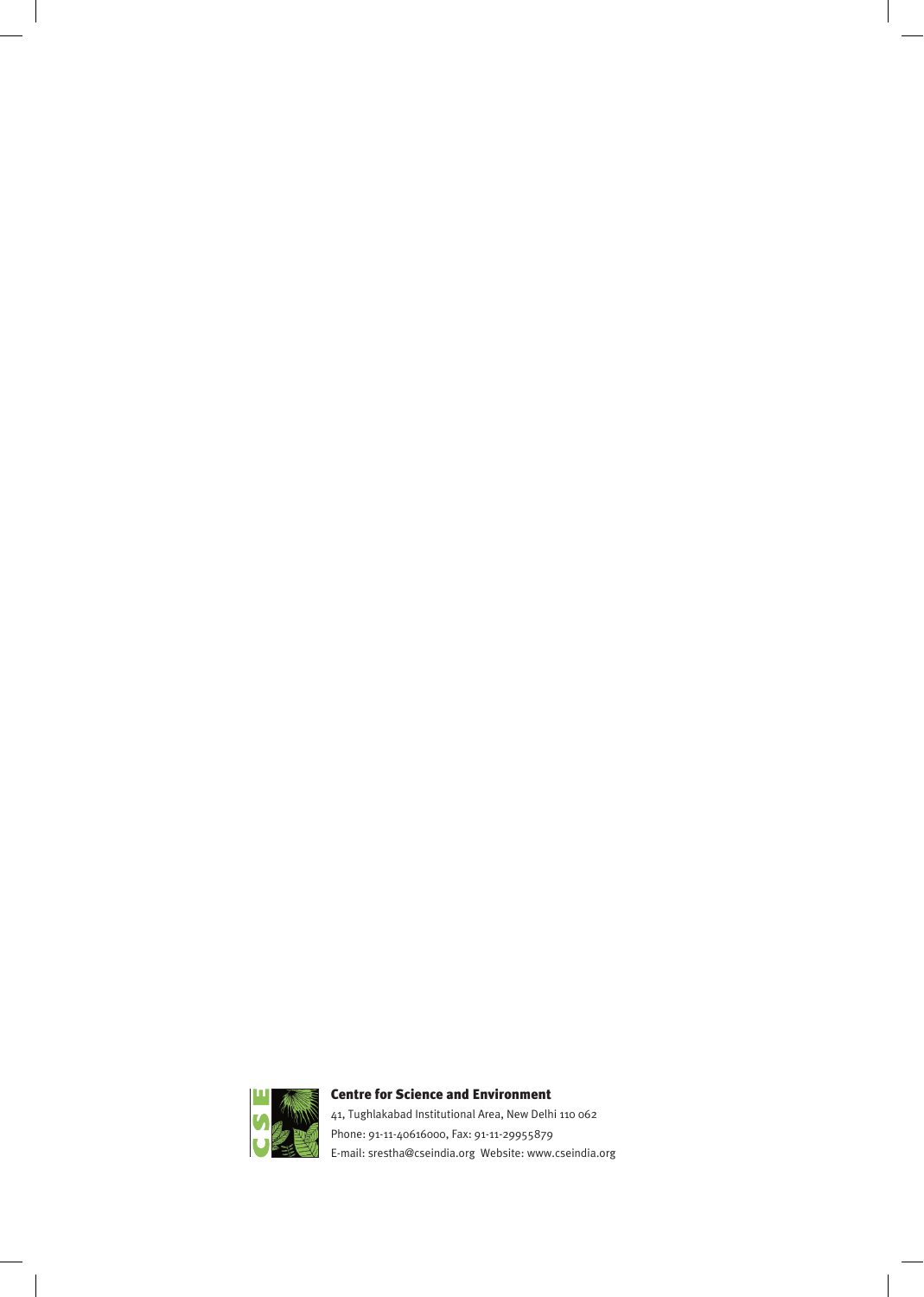**Centre for Science and Environment**

41, Tughlakabad Institutional Area, New Delhi 110 062

Phone: 91-11-40616000, Fax: 91-11-29955879

E-mail: srestha@cseindia.org Website: www.cseindia.org